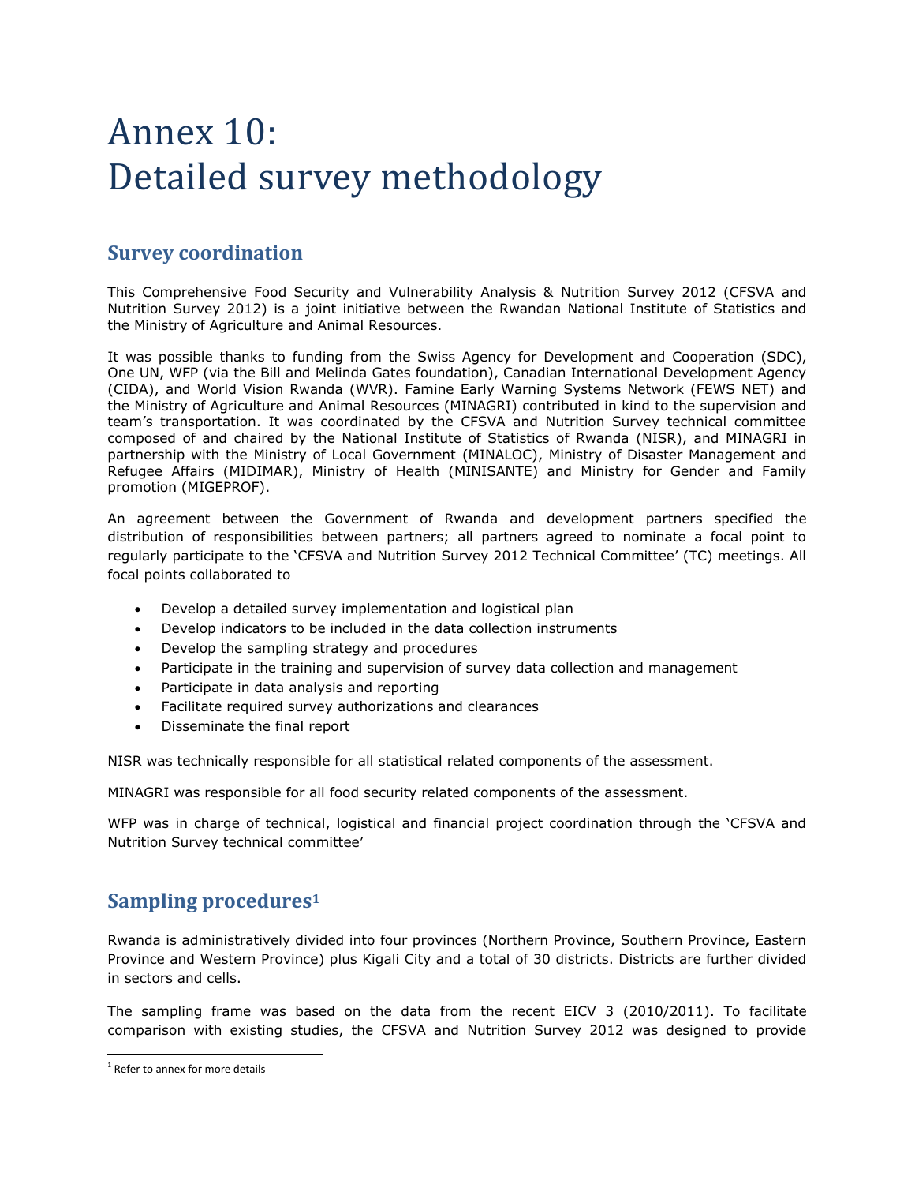# Annex 10: Detailed survey methodology

## Survey coordination

This Comprehensive Food Security and Vulnerability Analysis & Nutrition Survey 2012 (CFSVA and Nutrition Survey 2012) is a joint initiative between the Rwandan National Institute of Statistics and the Ministry of Agriculture and Animal Resources.

It was possible thanks to funding from the Swiss Agency for Development and Cooperation (SDC), One UN, WFP (via the Bill and Melinda Gates foundation), Canadian International Development Agency (CIDA), and World Vision Rwanda (WVR). Famine Early Warning Systems Network (FEWS NET) and the Ministry of Agriculture and Animal Resources (MINAGRI) contributed in kind to the supervision and team's transportation. It was coordinated by the CFSVA and Nutrition Survey technical committee composed of and chaired by the National Institute of Statistics of Rwanda (NISR), and MINAGRI in partnership with the Ministry of Local Government (MINALOC), Ministry of Disaster Management and Refugee Affairs (MIDIMAR), Ministry of Health (MINISANTE) and Ministry for Gender and Family promotion (MIGEPROF).

An agreement between the Government of Rwanda and development partners specified the distribution of responsibilities between partners; all partners agreed to nominate a focal point to regularly participate to the 'CFSVA and Nutrition Survey 2012 Technical Committee' (TC) meetings. All focal points collaborated to

- Develop a detailed survey implementation and logistical plan
- Develop indicators to be included in the data collection instruments
- Develop the sampling strategy and procedures
- Participate in the training and supervision of survey data collection and management
- Participate in data analysis and reporting
- Facilitate required survey authorizations and clearances
- Disseminate the final report

NISR was technically responsible for all statistical related components of the assessment.

MINAGRI was responsible for all food security related components of the assessment.

WFP was in charge of technical, logistical and financial project coordination through the 'CFSVA and Nutrition Survey technical committee'

## Sampling procedures[1]

Rwanda is administratively divided into four provinces (Northern Province, Southern Province, Eastern Province and Western Province) plus Kigali City and a total of 30 districts. Districts are further divided in sectors and cells.

The sampling frame was based on the data from the recent EICV 3 (2010/2011). To facilitate comparison with existing studies, the CFSVA and Nutrition Survey 2012 was designed to provide

[1] Refer to annex for more details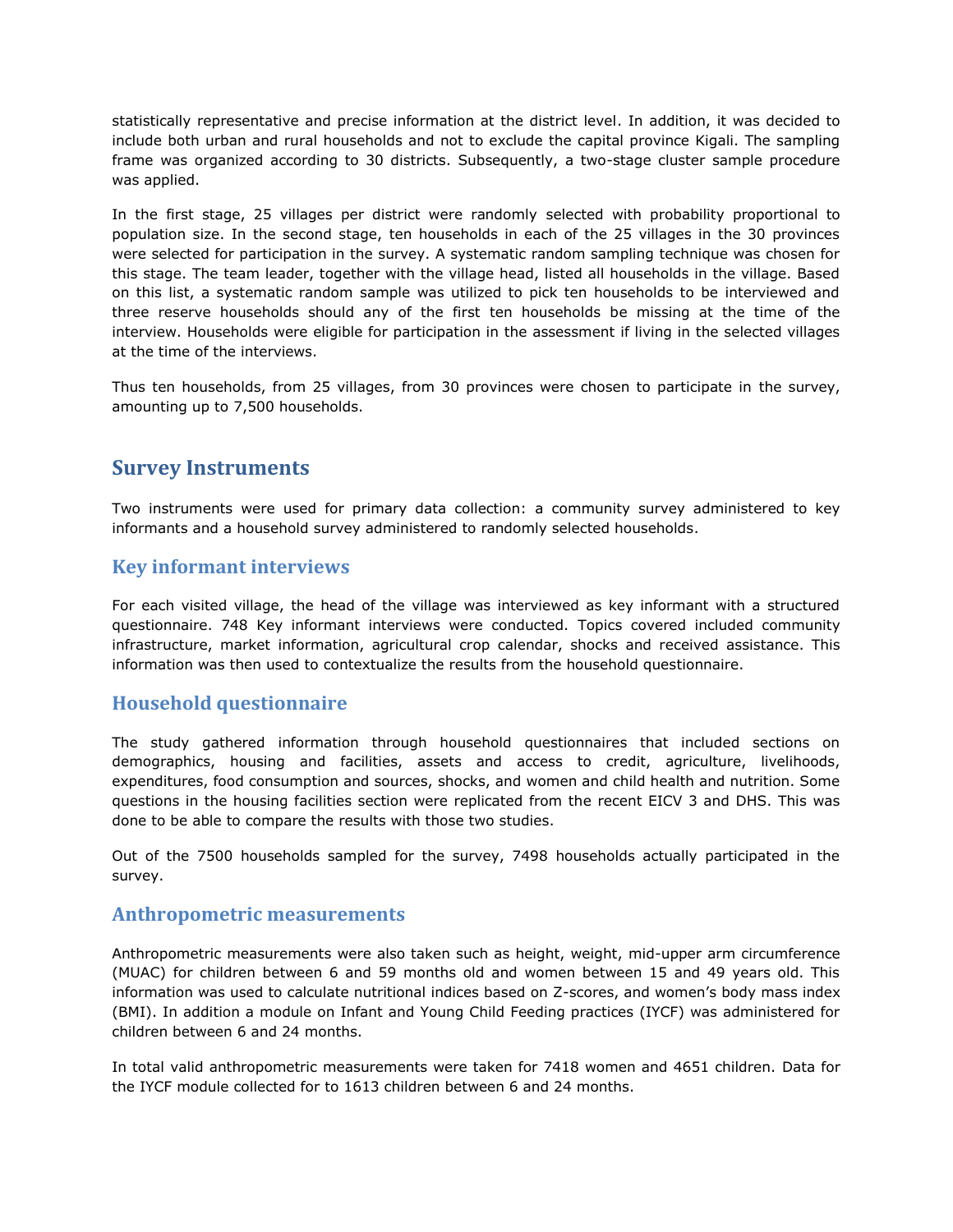statistically representative and precise information at the district level. In addition, it was decided to include both urban and rural households and not to exclude the capital province Kigali. The sampling frame was organized according to 30 districts. Subsequently, a two-stage cluster sample procedure was applied.

In the first stage, 25 villages per district were randomly selected with probability proportional to population size. In the second stage, ten households in each of the 25 villages in the 30 provinces were selected for participation in the survey. A systematic random sampling technique was chosen for this stage. The team leader, together with the village head, listed all households in the village. Based on this list, a systematic random sample was utilized to pick ten households to be interviewed and three reserve households should any of the first ten households be missing at the time of the interview. Households were eligible for participation in the assessment if living in the selected villages at the time of the interviews.

Thus ten households, from 25 villages, from 30 provinces were chosen to participate in the survey, amounting up to 7,500 households.

## Survey Instruments

Two instruments were used for primary data collection: a community survey administered to key informants and a household survey administered to randomly selected households.

### Key informant interviews

For each visited village, the head of the village was interviewed as key informant with a structured questionnaire. 748 Key informant interviews were conducted. Topics covered included community infrastructure, market information, agricultural crop calendar, shocks and received assistance. This information was then used to contextualize the results from the household questionnaire.

### Household questionnaire

The study gathered information through household questionnaires that included sections on demographics, housing and facilities, assets and access to credit, agriculture, livelihoods, expenditures, food consumption and sources, shocks, and women and child health and nutrition. Some questions in the housing facilities section were replicated from the recent EICV 3 and DHS. This was done to be able to compare the results with those two studies.

Out of the 7500 households sampled for the survey, 7498 households actually participated in the survey.

### Anthropometric measurements

Anthropometric measurements were also taken such as height, weight, mid-upper arm circumference (MUAC) for children between 6 and 59 months old and women between 15 and 49 years old. This information was used to calculate nutritional indices based on Z-scores, and women's body mass index (BMI). In addition a module on Infant and Young Child Feeding practices (IYCF) was administered for children between 6 and 24 months.

In total valid anthropometric measurements were taken for 7418 women and 4651 children. Data for the IYCF module collected for to 1613 children between 6 and 24 months.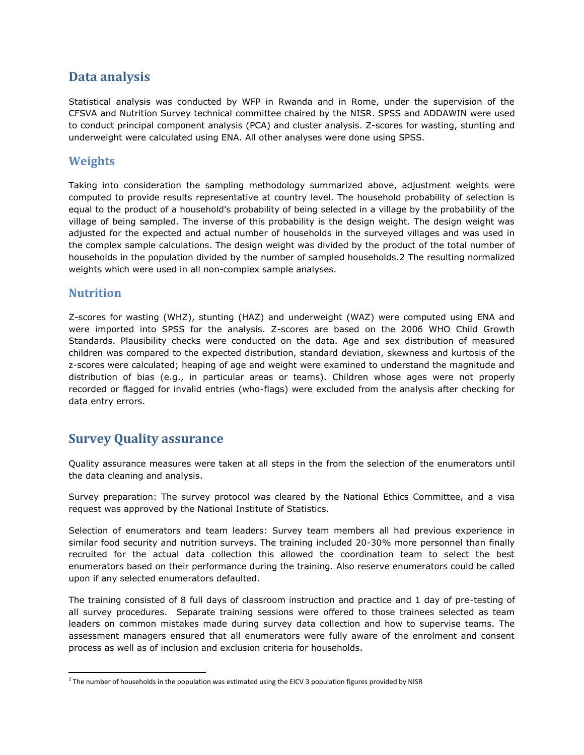## Data analysis

Statistical analysis was conducted by WFP in Rwanda and in Rome, under the supervision of the CFSVA and Nutrition Survey technical committee chaired by the NISR. SPSS and ADDAWIN were used to conduct principal component analysis (PCA) and cluster analysis. Z-scores for wasting, stunting and underweight were calculated using ENA. All other analyses were done using SPSS.

### Weights

Taking into consideration the sampling methodology summarized above, adjustment weights were computed to provide results representative at country level. The household probability of selection is equal to the product of a household's probability of being selected in a village by the probability of the village of being sampled. The inverse of this probability is the design weight. The design weight was adjusted for the expected and actual number of households in the surveyed villages and was used in the complex sample calculations. The design weight was divided by the product of the total number of households in the population divided by the number of sampled households.[2] The resulting normalized weights which were used in all non-complex sample analyses.

### Nutrition

Z-scores for wasting (WHZ), stunting (HAZ) and underweight (WAZ) were computed using ENA and were imported into SPSS for the analysis. Z-scores are based on the 2006 WHO Child Growth Standards. Plausibility checks were conducted on the data. Age and sex distribution of measured children was compared to the expected distribution, standard deviation, skewness and kurtosis of the z-scores were calculated; heaping of age and weight were examined to understand the magnitude and distribution of bias (e.g., in particular areas or teams). Children whose ages were not properly recorded or flagged for invalid entries (who-flags) were excluded from the analysis after checking for data entry errors.

## Survey Quality assurance

Quality assurance measures were taken at all steps in the from the selection of the enumerators until the data cleaning and analysis.

Survey preparation: The survey protocol was cleared by the National Ethics Committee, and a visa request was approved by the National Institute of Statistics.

Selection of enumerators and team leaders: Survey team members all had previous experience in similar food security and nutrition surveys. The training included 20-30% more personnel than finally recruited for the actual data collection this allowed the coordination team to select the best enumerators based on their performance during the training. Also reserve enumerators could be called upon if any selected enumerators defaulted.

The training consisted of 8 full days of classroom instruction and practice and 1 day of pre-testing of all survey procedures. Separate training sessions were offered to those trainees selected as team leaders on common mistakes made during survey data collection and how to supervise teams. The assessment managers ensured that all enumerators were fully aware of the enrolment and consent process as well as of inclusion and exclusion criteria for households.

---

[2] The number of households in the population was estimated using the EICV 3 population figures provided by NISR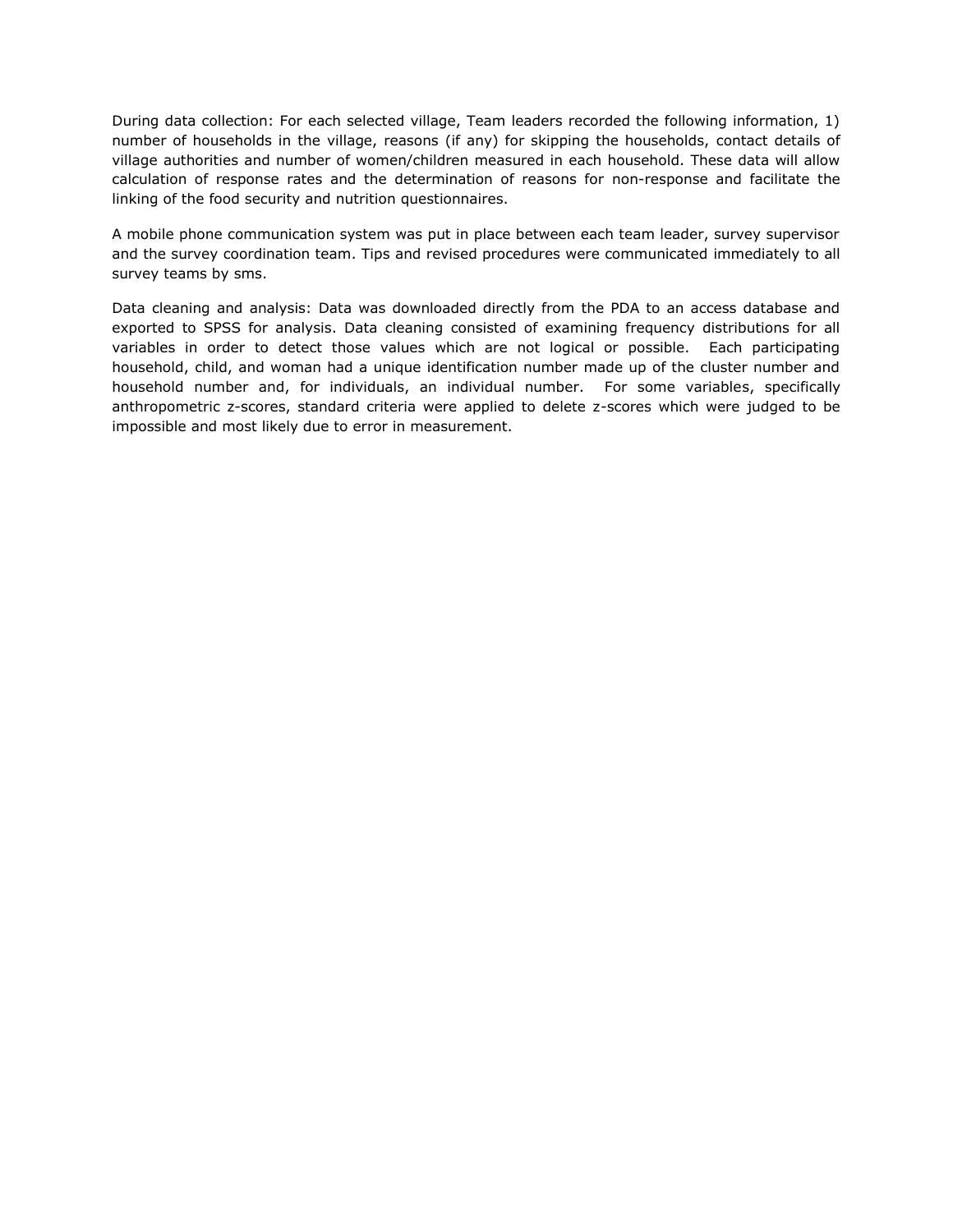During data collection: For each selected village, Team leaders recorded the following information, 1) number of households in the village, reasons (if any) for skipping the households, contact details of village authorities and number of women/children measured in each household. These data will allow calculation of response rates and the determination of reasons for non-response and facilitate the linking of the food security and nutrition questionnaires.

A mobile phone communication system was put in place between each team leader, survey supervisor and the survey coordination team. Tips and revised procedures were communicated immediately to all survey teams by sms.

Data cleaning and analysis: Data was downloaded directly from the PDA to an access database and exported to SPSS for analysis. Data cleaning consisted of examining frequency distributions for all variables in order to detect those values which are not logical or possible. Each participating household, child, and woman had a unique identification number made up of the cluster number and household number and, for individuals, an individual number. For some variables, specifically anthropometric z-scores, standard criteria were applied to delete z-scores which were judged to be impossible and most likely due to error in measurement.